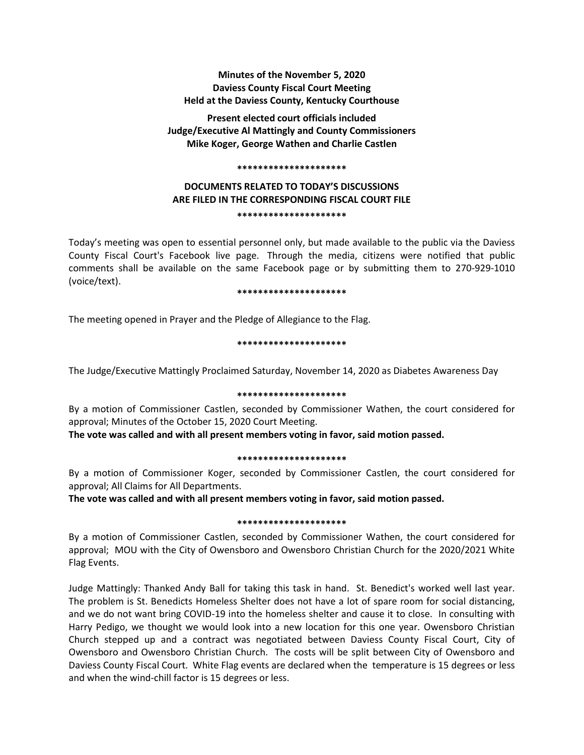**Minutes of the November 5, 2020**
**Daviess County Fiscal Court Meeting**
**Held at the Daviess County, Kentucky Courthouse**

**Present elected court officials included**
**Judge/Executive Al Mattingly and County Commissioners**
**Mike Koger, George Wathen and Charlie Castlen**

**\*\*\*\*\*\*\*\*\*\*\*\*\*\*\*\*\*\*\*\*\***

**DOCUMENTS RELATED TO TODAY'S DISCUSSIONS ARE FILED IN THE CORRESPONDING FISCAL COURT FILE**

**\*\*\*\*\*\*\*\*\*\*\*\*\*\*\*\*\*\*\*\*\***

Today's meeting was open to essential personnel only, but made available to the public via the Daviess County Fiscal Court's Facebook live page. Through the media, citizens were notified that public comments shall be available on the same Facebook page or by submitting them to 270-929-1010 (voice/text).

**\*\*\*\*\*\*\*\*\*\*\*\*\*\*\*\*\*\*\*\*\***

The meeting opened in Prayer and the Pledge of Allegiance to the Flag.

**\*\*\*\*\*\*\*\*\*\*\*\*\*\*\*\*\*\*\*\*\***

The Judge/Executive Mattingly Proclaimed Saturday, November 14, 2020 as Diabetes Awareness Day

**\*\*\*\*\*\*\*\*\*\*\*\*\*\*\*\*\*\*\*\*\***

By a motion of Commissioner Castlen, seconded by Commissioner Wathen, the court considered for approval; Minutes of the October 15, 2020 Court Meeting.

**The vote was called and with all present members voting in favor, said motion passed.**

**\*\*\*\*\*\*\*\*\*\*\*\*\*\*\*\*\*\*\*\*\***

By a motion of Commissioner Koger, seconded by Commissioner Castlen, the court considered for approval; All Claims for All Departments.

**The vote was called and with all present members voting in favor, said motion passed.**

**\*\*\*\*\*\*\*\*\*\*\*\*\*\*\*\*\*\*\*\*\***

By a motion of Commissioner Castlen, seconded by Commissioner Wathen, the court considered for approval; MOU with the City of Owensboro and Owensboro Christian Church for the 2020/2021 White Flag Events.

Judge Mattingly: Thanked Andy Ball for taking this task in hand. St. Benedict's worked well last year. The problem is St. Benedicts Homeless Shelter does not have a lot of spare room for social distancing, and we do not want bring COVID-19 into the homeless shelter and cause it to close. In consulting with Harry Pedigo, we thought we would look into a new location for this one year. Owensboro Christian Church stepped up and a contract was negotiated between Daviess County Fiscal Court, City of Owensboro and Owensboro Christian Church. The costs will be split between City of Owensboro and Daviess County Fiscal Court. White Flag events are declared when the temperature is 15 degrees or less and when the wind-chill factor is 15 degrees or less.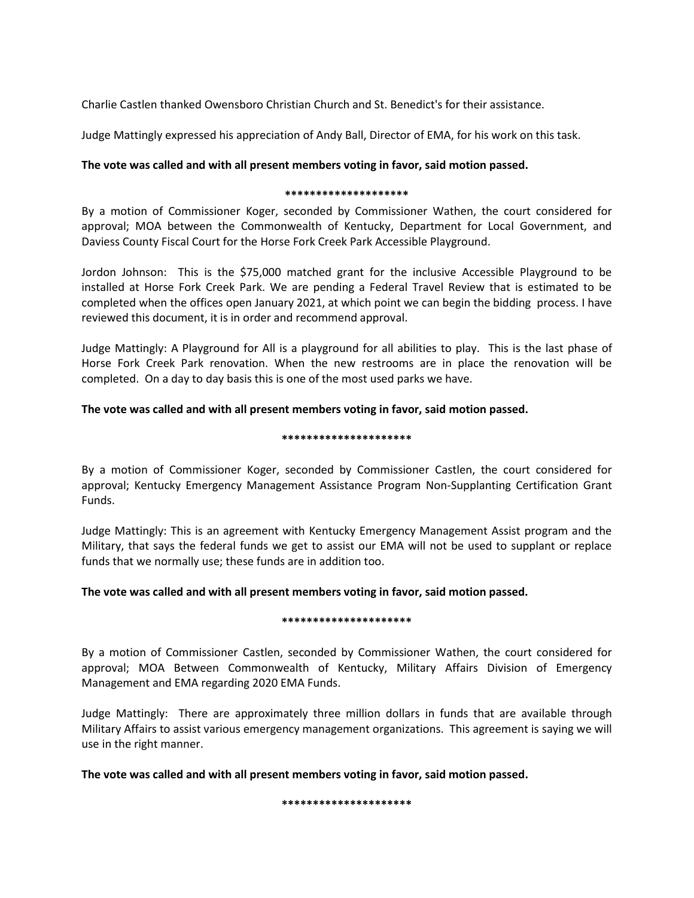Charlie Castlen thanked Owensboro Christian Church and St. Benedict's for their assistance.

Judge Mattingly expressed his appreciation of Andy Ball, Director of EMA, for his work on this task.

**The vote was called and with all present members voting in favor, said motion passed.**

********************

By a motion of Commissioner Koger, seconded by Commissioner Wathen, the court considered for approval; MOA between the Commonwealth of Kentucky, Department for Local Government, and Daviess County Fiscal Court for the Horse Fork Creek Park Accessible Playground.

Jordon Johnson: This is the $75,000 matched grant for the inclusive Accessible Playground to be installed at Horse Fork Creek Park. We are pending a Federal Travel Review that is estimated to be completed when the offices open January 2021, at which point we can begin the bidding process. I have reviewed this document, it is in order and recommend approval.

Judge Mattingly: A Playground for All is a playground for all abilities to play. This is the last phase of Horse Fork Creek Park renovation. When the new restrooms are in place the renovation will be completed. On a day to day basis this is one of the most used parks we have.

**The vote was called and with all present members voting in favor, said motion passed.**

*********************

By a motion of Commissioner Koger, seconded by Commissioner Castlen, the court considered for approval; Kentucky Emergency Management Assistance Program Non-Supplanting Certification Grant Funds.

Judge Mattingly: This is an agreement with Kentucky Emergency Management Assist program and the Military, that says the federal funds we get to assist our EMA will not be used to supplant or replace funds that we normally use; these funds are in addition too.

**The vote was called and with all present members voting in favor, said motion passed.**

*********************

By a motion of Commissioner Castlen, seconded by Commissioner Wathen, the court considered for approval; MOA Between Commonwealth of Kentucky, Military Affairs Division of Emergency Management and EMA regarding 2020 EMA Funds.

Judge Mattingly: There are approximately three million dollars in funds that are available through Military Affairs to assist various emergency management organizations. This agreement is saying we will use in the right manner.

**The vote was called and with all present members voting in favor, said motion passed.**

*********************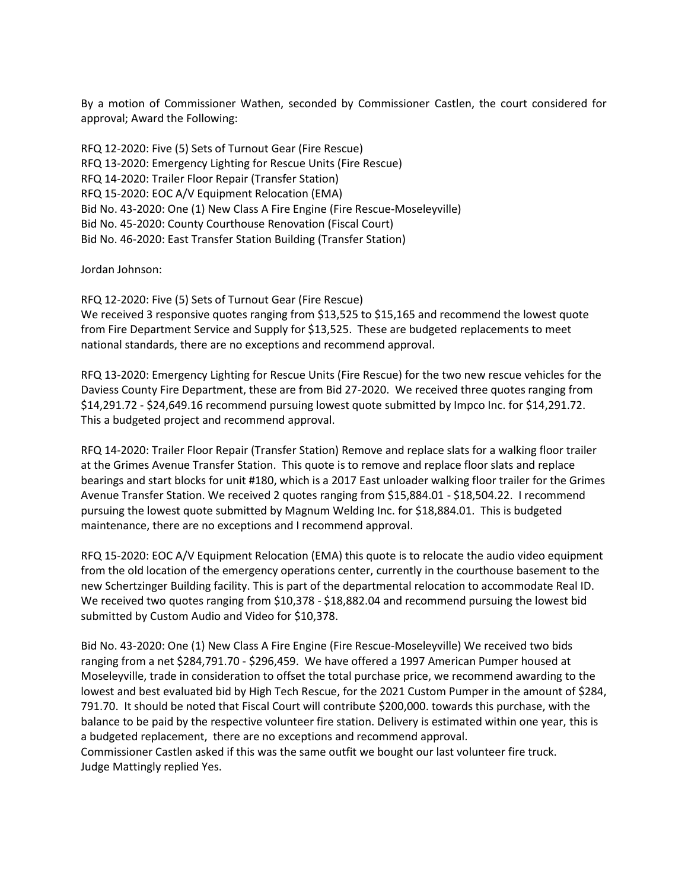By a motion of Commissioner Wathen, seconded by Commissioner Castlen, the court considered for approval; Award the Following:

RFQ 12-2020: Five (5) Sets of Turnout Gear (Fire Rescue)
RFQ 13-2020: Emergency Lighting for Rescue Units (Fire Rescue)
RFQ 14-2020: Trailer Floor Repair (Transfer Station)
RFQ 15-2020: EOC A/V Equipment Relocation (EMA)
Bid No. 43-2020: One (1) New Class A Fire Engine (Fire Rescue-Moseleyville)
Bid No. 45-2020: County Courthouse Renovation (Fiscal Court)
Bid No. 46-2020: East Transfer Station Building (Transfer Station)

Jordan Johnson:

RFQ 12-2020: Five (5) Sets of Turnout Gear (Fire Rescue)
We received 3 responsive quotes ranging from $13,525 to $15,165 and recommend the lowest quote from Fire Department Service and Supply for $13,525. These are budgeted replacements to meet national standards, there are no exceptions and recommend approval.

RFQ 13-2020: Emergency Lighting for Rescue Units (Fire Rescue) for the two new rescue vehicles for the Daviess County Fire Department, these are from Bid 27-2020. We received three quotes ranging from $14,291.72 - $24,649.16 recommend pursuing lowest quote submitted by Impco Inc. for $14,291.72. This a budgeted project and recommend approval.

RFQ 14-2020: Trailer Floor Repair (Transfer Station) Remove and replace slats for a walking floor trailer at the Grimes Avenue Transfer Station. This quote is to remove and replace floor slats and replace bearings and start blocks for unit #180, which is a 2017 East unloader walking floor trailer for the Grimes Avenue Transfer Station. We received 2 quotes ranging from $15,884.01 - $18,504.22. I recommend pursuing the lowest quote submitted by Magnum Welding Inc. for $18,884.01. This is budgeted maintenance, there are no exceptions and I recommend approval.

RFQ 15-2020: EOC A/V Equipment Relocation (EMA) this quote is to relocate the audio video equipment from the old location of the emergency operations center, currently in the courthouse basement to the new Schertzinger Building facility. This is part of the departmental relocation to accommodate Real ID. We received two quotes ranging from $10,378 - $18,882.04 and recommend pursuing the lowest bid submitted by Custom Audio and Video for $10,378.

Bid No. 43-2020: One (1) New Class A Fire Engine (Fire Rescue-Moseleyville) We received two bids ranging from a net $284,791.70 - $296,459. We have offered a 1997 American Pumper housed at Moseleyville, trade in consideration to offset the total purchase price, we recommend awarding to the lowest and best evaluated bid by High Tech Rescue, for the 2021 Custom Pumper in the amount of $284, 791.70. It should be noted that Fiscal Court will contribute $200,000. towards this purchase, with the balance to be paid by the respective volunteer fire station. Delivery is estimated within one year, this is a budgeted replacement, there are no exceptions and recommend approval.
Commissioner Castlen asked if this was the same outfit we bought our last volunteer fire truck.
Judge Mattingly replied Yes.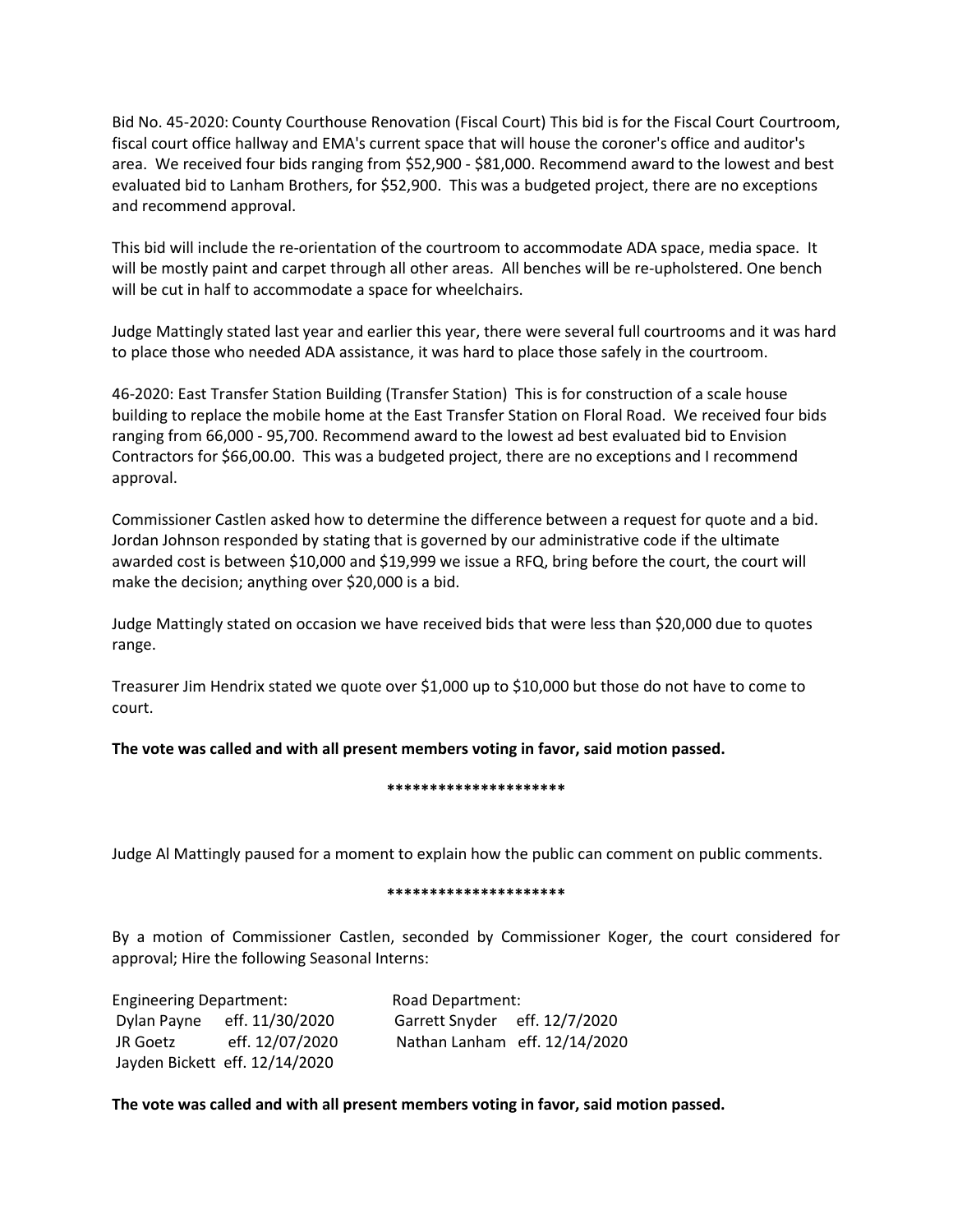Bid No. 45-2020: County Courthouse Renovation (Fiscal Court) This bid is for the Fiscal Court Courtroom, fiscal court office hallway and EMA's current space that will house the coroner's office and auditor's area. We received four bids ranging from $52,900 - $81,000. Recommend award to the lowest and best evaluated bid to Lanham Brothers, for $52,900. This was a budgeted project, there are no exceptions and recommend approval.

This bid will include the re-orientation of the courtroom to accommodate ADA space, media space. It will be mostly paint and carpet through all other areas. All benches will be re-upholstered. One bench will be cut in half to accommodate a space for wheelchairs.

Judge Mattingly stated last year and earlier this year, there were several full courtrooms and it was hard to place those who needed ADA assistance, it was hard to place those safely in the courtroom.

46-2020: East Transfer Station Building (Transfer Station) This is for construction of a scale house building to replace the mobile home at the East Transfer Station on Floral Road. We received four bids ranging from 66,000 - 95,700. Recommend award to the lowest ad best evaluated bid to Envision Contractors for $66,00.00. This was a budgeted project, there are no exceptions and I recommend approval.

Commissioner Castlen asked how to determine the difference between a request for quote and a bid. Jordan Johnson responded by stating that is governed by our administrative code if the ultimate awarded cost is between $10,000 and $19,999 we issue a RFQ, bring before the court, the court will make the decision; anything over $20,000 is a bid.

Judge Mattingly stated on occasion we have received bids that were less than $20,000 due to quotes range.

Treasurer Jim Hendrix stated we quote over $1,000 up to $10,000 but those do not have to come to court.

**The vote was called and with all present members voting in favor, said motion passed.**

*********************

Judge Al Mattingly paused for a moment to explain how the public can comment on public comments.

*********************

By a motion of Commissioner Castlen, seconded by Commissioner Koger, the court considered for approval; Hire the following Seasonal Interns:

| Engineering Department: | | Road Department: | |
|---|---|---|---|
| Dylan Payne | eff. 11/30/2020 | Garrett Snyder | eff. 12/7/2020 |
| JR Goetz | eff. 12/07/2020 | Nathan Lanham | eff. 12/14/2020 |
| Jayden Bickett | eff. 12/14/2020 | | |

**The vote was called and with all present members voting in favor, said motion passed.**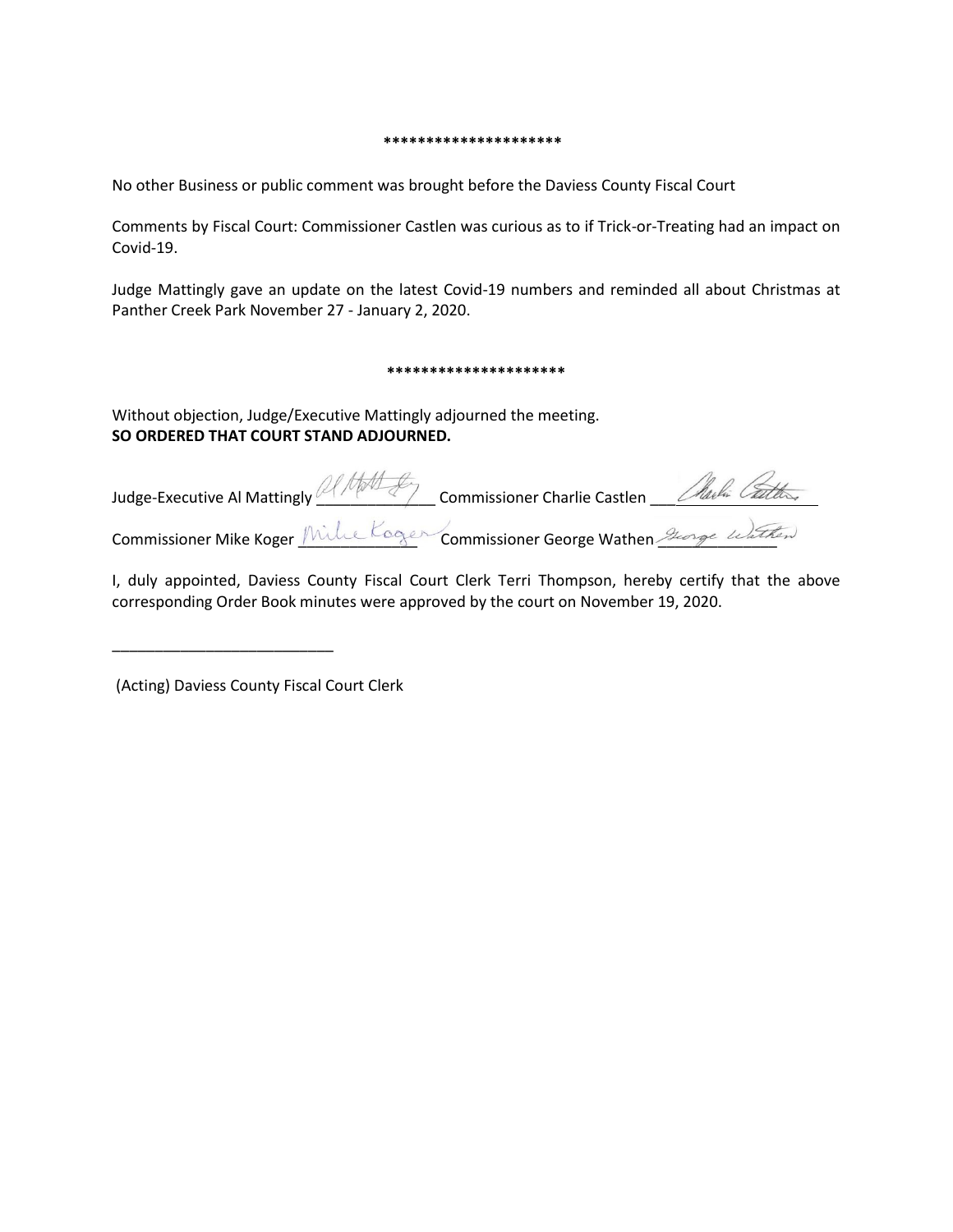*********************

No other Business or public comment was brought before the Daviess County Fiscal Court

Comments by Fiscal Court: Commissioner Castlen was curious as to if Trick-or-Treating had an impact on Covid-19.

Judge Mattingly gave an update on the latest Covid-19 numbers and reminded all about Christmas at Panther Creek Park November 27 - January 2, 2020.

*********************

Without objection, Judge/Executive Mattingly adjourned the meeting.
**SO ORDERED THAT COURT STAND ADJOURNED.**

Judge-Executive Al Mattingly ______________ Commissioner Charlie Castlen ___________________

Commissioner Mike Koger ______________ Commissioner George Wathen ______________

I, duly appointed, Daviess County Fiscal Court Clerk Terri Thompson, hereby certify that the above corresponding Order Book minutes were approved by the court on November 19, 2020.

__________________________

(Acting) Daviess County Fiscal Court Clerk